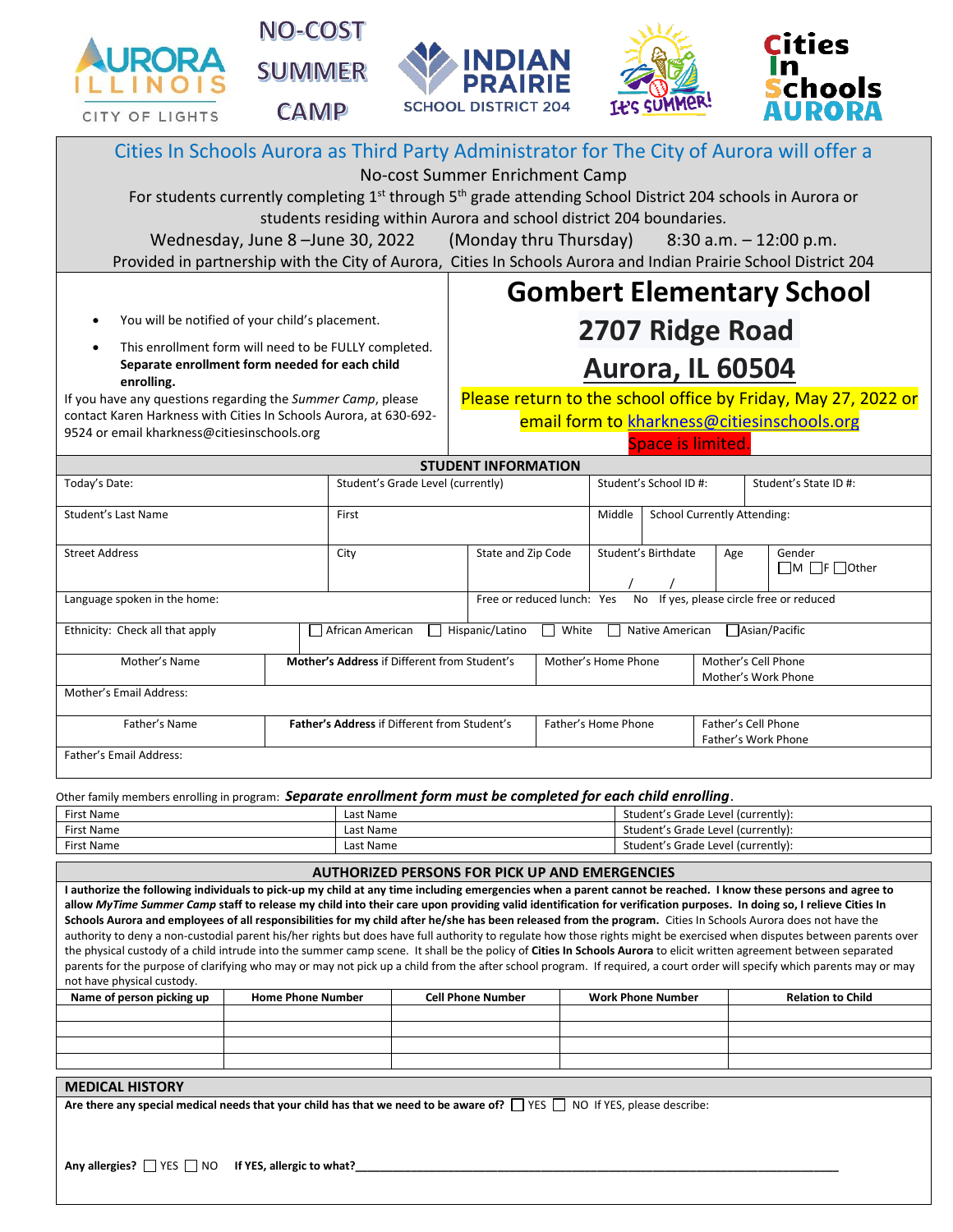AURORA ILLINOIS CITY OF LIGHTS

NO-COST SUMMER CAMP

INDIAN PRAIRIE SCHOOL DISTRICT 204

It's SUMMER!

Cities In Schools AURORA

Cities In Schools Aurora as Third Party Administrator for The City of Aurora will offer a

No-cost Summer Enrichment Camp

For students currently completing 1st through 5th grade attending School District 204 schools in Aurora or students residing within Aurora and school district 204 boundaries.

Wednesday, June 8 –June 30, 2022 (Monday thru Thursday) 8:30 a.m. – 12:00 p.m.

Provided in partnership with the City of Aurora, Cities In Schools Aurora and Indian Prairie School District 204

- You will be notified of your child's placement.
- This enrollment form will need to be FULLY completed. **Separate enrollment form needed for each child enrolling.**

If you have any questions regarding the *Summer Camp*, please contact Karen Harkness with Cities In Schools Aurora, at 630-692-9524 or email kharkness@citiesinschools.org

# Gombert Elementary School

## 2707 Ridge Road

## Aurora, IL 60504

Please return to the school office by Friday, May 27, 2022 or email form to kharkness@citiesinschools.org

Space is limited.

## STUDENT INFORMATION

| Today's Date: | Student's Grade Level (currently) | | Student's School ID #: | | Student's State ID #: |
|---|---|---|---|---|---|
| Student's Last Name | First | | Middle | School Currently Attending: | |
| Street Address | City | State and Zip Code | Student's Birthdate / / | Age | Gender ☐M ☐F ☐Other |
| Language spoken in the home: | | Free or reduced lunch: Yes No If yes, please circle free or reduced | | | |
| Ethnicity: Check all that apply | ☐ African American ☐ Hispanic/Latino ☐ White ☐ Native American ☐ Asian/Pacific | | | | |
| Mother's Name | **Mother's Address** if Different from Student's | Mother's Home Phone | Mother's Cell Phone / Mother's Work Phone | | |
| Mother's Email Address: | | | | | |
| Father's Name | **Father's Address** if Different from Student's | Father's Home Phone | Father's Cell Phone / Father's Work Phone | | |
| Father's Email Address: | | | | | |

Other family members enrolling in program: ***Separate enrollment form must be completed for each child enrolling***.

| First Name | Last Name | Student's Grade Level (currently): |
|---|---|---|
| First Name | Last Name | Student's Grade Level (currently): |
| First Name | Last Name | Student's Grade Level (currently): |

## AUTHORIZED PERSONS FOR PICK UP AND EMERGENCIES

**I authorize the following individuals to pick-up my child at any time including emergencies when a parent cannot be reached. I know these persons and agree to allow *MyTime Summer Camp* staff to release my child into their care upon providing valid identification for verification purposes. In doing so, I relieve Cities In Schools Aurora and employees of all responsibilities for my child after he/she has been released from the program.** Cities In Schools Aurora does not have the authority to deny a non-custodial parent his/her rights but does have full authority to regulate how those rights might be exercised when disputes between parents over the physical custody of a child intrude into the summer camp scene. It shall be the policy of **Cities In Schools Aurora** to elicit written agreement between separated parents for the purpose of clarifying who may or may not pick up a child from the after school program. If required, a court order will specify which parents may or may not have physical custody.

| Name of person picking up | Home Phone Number | Cell Phone Number | Work Phone Number | Relation to Child |
|---|---|---|---|---|
| | | | | |
| | | | | |
| | | | | |
| | | | | |

## MEDICAL HISTORY

**Are there any special medical needs that your child has that we need to be aware of?** ☐ YES ☐ NO If YES, please describe:

**Any allergies?** ☐ YES ☐ NO **If YES, allergic to what?**\_\_\_\_\_\_\_\_\_\_\_\_\_\_\_\_\_\_\_\_\_\_\_\_\_\_\_\_\_\_\_\_\_\_\_\_\_\_\_\_\_\_\_\_\_\_\_\_\_\_\_\_\_\_\_\_\_\_\_\_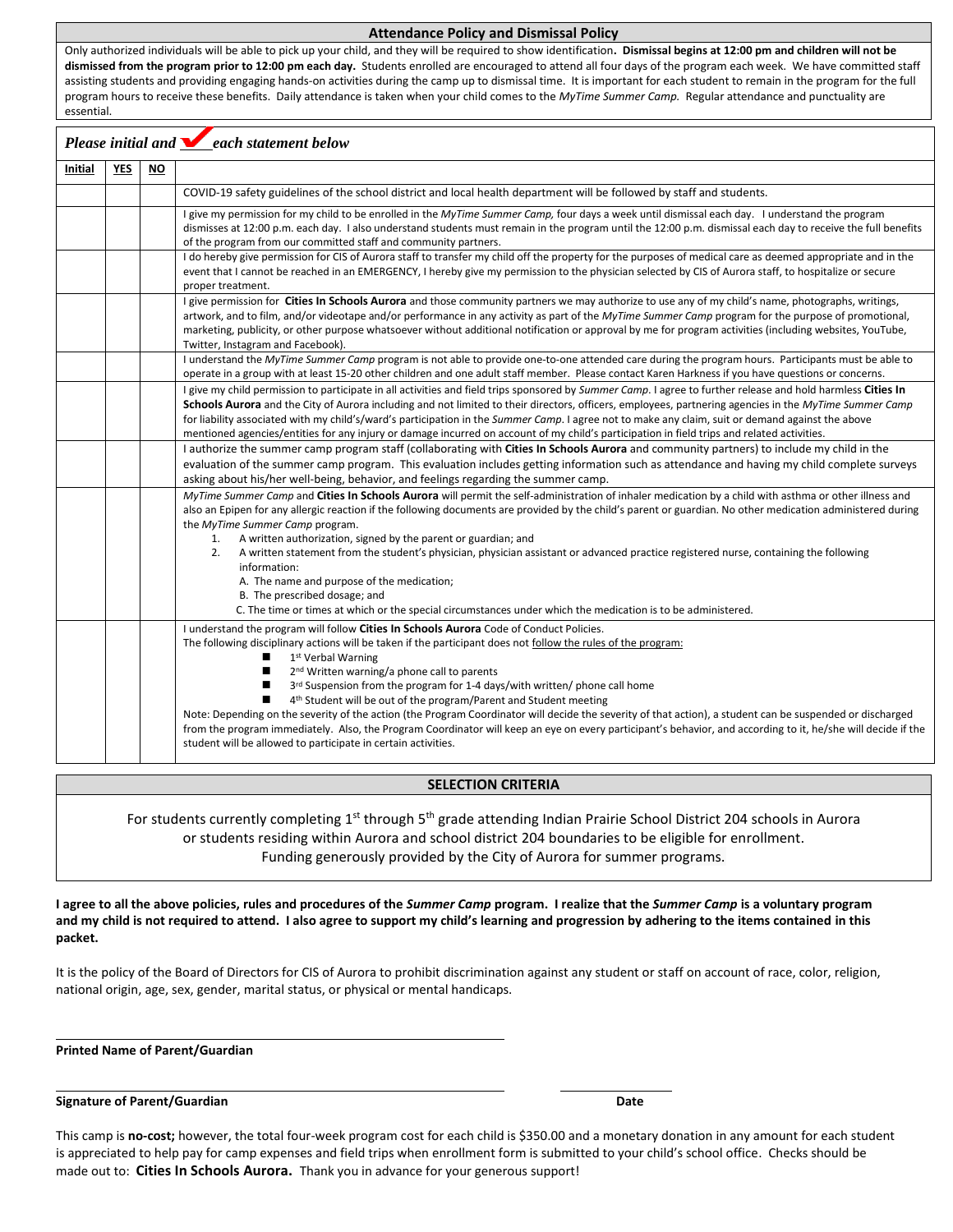## Attendance Policy and Dismissal Policy

Only authorized individuals will be able to pick up your child, and they will be required to show identification**. Dismissal begins at 12:00 pm and children will not be dismissed from the program prior to 12:00 pm each day.** Students enrolled are encouraged to attend all four days of the program each week. We have committed staff assisting students and providing engaging hands-on activities during the camp up to dismissal time. It is important for each student to remain in the program for the full program hours to receive these benefits. Daily attendance is taken when your child comes to the *MyTime Summer Camp.* Regular attendance and punctuality are essential.

***Please initial and ✔ each statement below***

| Initial | YES | NO | |
|---|---|---|---|
| | | | COVID-19 safety guidelines of the school district and local health department will be followed by staff and students. |
| | | | I give my permission for my child to be enrolled in the *MyTime Summer Camp,* four days a week until dismissal each day. I understand the program dismisses at 12:00 p.m. each day. I also understand students must remain in the program until the 12:00 p.m. dismissal each day to receive the full benefits of the program from our committed staff and community partners. |
| | | | I do hereby give permission for CIS of Aurora staff to transfer my child off the property for the purposes of medical care as deemed appropriate and in the event that I cannot be reached in an EMERGENCY, I hereby give my permission to the physician selected by CIS of Aurora staff, to hospitalize or secure proper treatment. |
| | | | I give permission for **Cities In Schools Aurora** and those community partners we may authorize to use any of my child's name, photographs, writings, artwork, and to film, and/or videotape and/or performance in any activity as part of the *MyTime Summer Camp* program for the purpose of promotional, marketing, publicity, or other purpose whatsoever without additional notification or approval by me for program activities (including websites, YouTube, Twitter, Instagram and Facebook). |
| | | | I understand the *MyTime Summer Camp* program is not able to provide one-to-one attended care during the program hours. Participants must be able to operate in a group with at least 15-20 other children and one adult staff member. Please contact Karen Harkness if you have questions or concerns. |
| | | | I give my child permission to participate in all activities and field trips sponsored by *Summer Camp*. I agree to further release and hold harmless **Cities In Schools Aurora** and the City of Aurora including and not limited to their directors, officers, employees, partnering agencies in the *MyTime Summer Camp* for liability associated with my child's/ward's participation in the *Summer Camp*. I agree not to make any claim, suit or demand against the above mentioned agencies/entities for any injury or damage incurred on account of my child's participation in field trips and related activities. |
| | | | I authorize the summer camp program staff (collaborating with **Cities In Schools Aurora** and community partners) to include my child in the evaluation of the summer camp program. This evaluation includes getting information such as attendance and having my child complete surveys asking about his/her well-being, behavior, and feelings regarding the summer camp. |
| | | | *MyTime Summer Camp* and **Cities In Schools Aurora** will permit the self-administration of inhaler medication by a child with asthma or other illness and also an Epipen for any allergic reaction if the following documents are provided by the child's parent or guardian. No other medication administered during the *MyTime Summer Camp* program.<br>1. A written authorization, signed by the parent or guardian; and<br>2. A written statement from the student's physician, physician assistant or advanced practice registered nurse, containing the following information:<br>A. The name and purpose of the medication;<br>B. The prescribed dosage; and<br>C. The time or times at which or the special circumstances under which the medication is to be administered. |
| | | | I understand the program will follow **Cities In Schools Aurora** Code of Conduct Policies.<br>The following disciplinary actions will be taken if the participant does not follow the rules of the program:<br>■ 1st Verbal Warning<br>■ 2nd Written warning/a phone call to parents<br>■ 3rd Suspension from the program for 1-4 days/with written/ phone call home<br>■ 4th Student will be out of the program/Parent and Student meeting<br>Note: Depending on the severity of the action (the Program Coordinator will decide the severity of that action), a student can be suspended or discharged from the program immediately. Also, the Program Coordinator will keep an eye on every participant's behavior, and according to it, he/she will decide if the student will be allowed to participate in certain activities. |

## SELECTION CRITERIA

For students currently completing 1st through 5th grade attending Indian Prairie School District 204 schools in Aurora or students residing within Aurora and school district 204 boundaries to be eligible for enrollment. Funding generously provided by the City of Aurora for summer programs.

**I agree to all the above policies, rules and procedures of the *Summer Camp* program. I realize that the *Summer Camp* is a voluntary program and my child is not required to attend. I also agree to support my child's learning and progression by adhering to the items contained in this packet.**

It is the policy of the Board of Directors for CIS of Aurora to prohibit discrimination against any student or staff on account of race, color, religion, national origin, age, sex, gender, marital status, or physical or mental handicaps.

**Printed Name of Parent/Guardian**

**Signature of Parent/Guardian** **Date**

This camp is **no-cost;** however, the total four-week program cost for each child is $350.00 and a monetary donation in any amount for each student is appreciated to help pay for camp expenses and field trips when enrollment form is submitted to your child's school office. Checks should be made out to: **Cities In Schools Aurora.** Thank you in advance for your generous support!